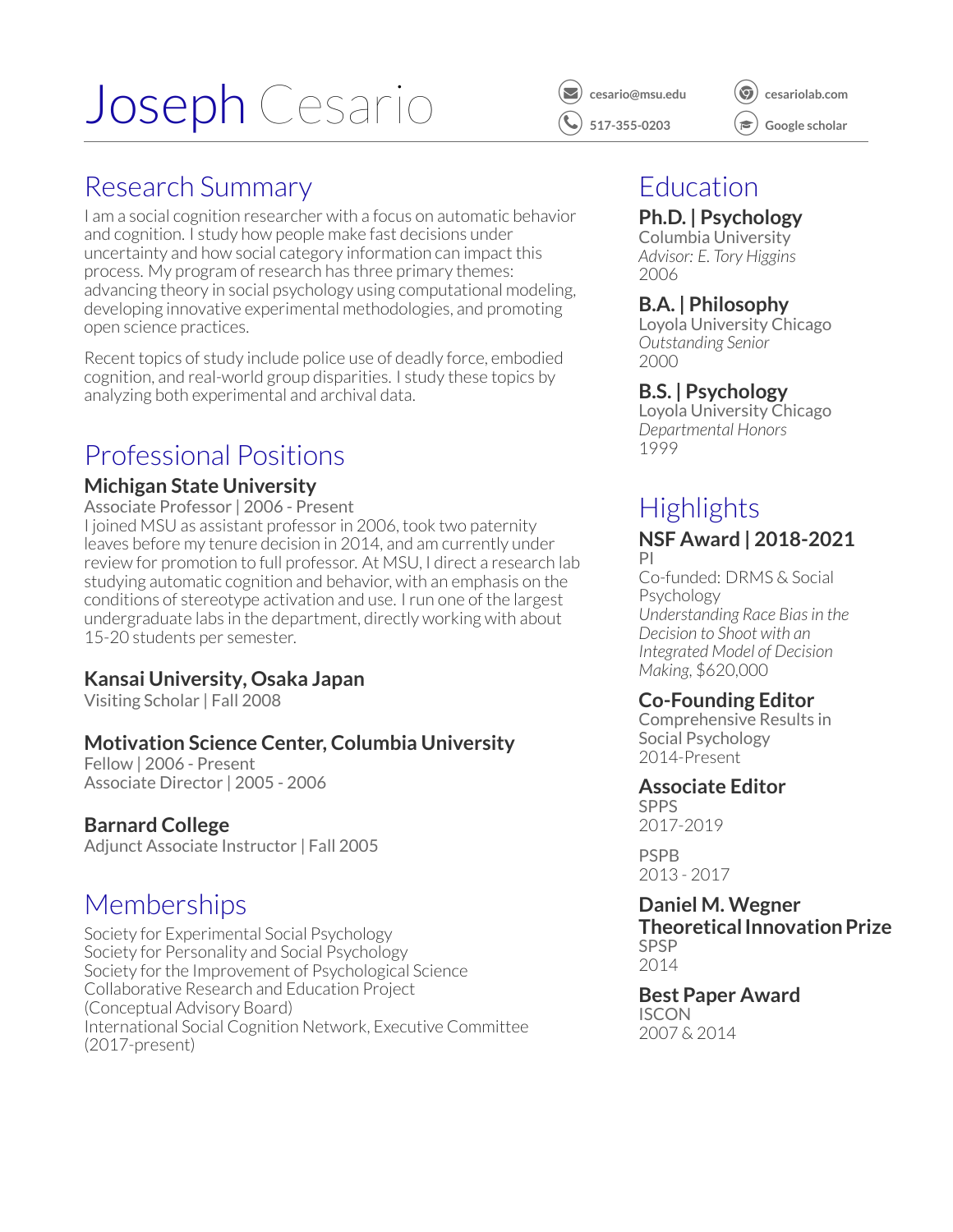# Joseph Cesario

cesario@msu.edu
517-355-0203
cesariolab.com
Google scholar

## Research Summary

I am a social cognition researcher with a focus on automatic behavior and cognition. I study how people make fast decisions under uncertainty and how social category information can impact this process. My program of research has three primary themes: advancing theory in social psychology using computational modeling, developing innovative experimental methodologies, and promoting open science practices.

Recent topics of study include police use of deadly force, embodied cognition, and real-world group disparities. I study these topics by analyzing both experimental and archival data.

## Professional Positions

### Michigan State University

Associate Professor | 2006 - Present

I joined MSU as assistant professor in 2006, took two paternity leaves before my tenure decision in 2014, and am currently under review for promotion to full professor. At MSU, I direct a research lab studying automatic cognition and behavior, with an emphasis on the conditions of stereotype activation and use. I run one of the largest undergraduate labs in the department, directly working with about 15-20 students per semester.

### Kansai University, Osaka Japan

Visiting Scholar | Fall 2008

### Motivation Science Center, Columbia University

Fellow | 2006 - Present
Associate Director | 2005 - 2006

### Barnard College

Adjunct Associate Instructor | Fall 2005

## Memberships

Society for Experimental Social Psychology
Society for Personality and Social Psychology
Society for the Improvement of Psychological Science
Collaborative Research and Education Project (Conceptual Advisory Board)
International Social Cognition Network, Executive Committee (2017-present)

## Education

### Ph.D. | Psychology

Columbia University
*Advisor: E. Tory Higgins*
2006

### B.A. | Philosophy

Loyola University Chicago
*Outstanding Senior*
2000

### B.S. | Psychology

Loyola University Chicago
*Departmental Honors*
1999

## Highlights

### NSF Award | 2018-2021

PI
Co-funded: DRMS & Social Psychology
*Understanding Race Bias in the Decision to Shoot with an Integrated Model of Decision Making*, $620,000

### Co-Founding Editor

Comprehensive Results in Social Psychology
2014-Present

### Associate Editor

SPPS
2017-2019

PSPB
2013 - 2017

### Daniel M. Wegner Theoretical Innovation Prize

SPSP
2014

### Best Paper Award

ISCON
2007 & 2014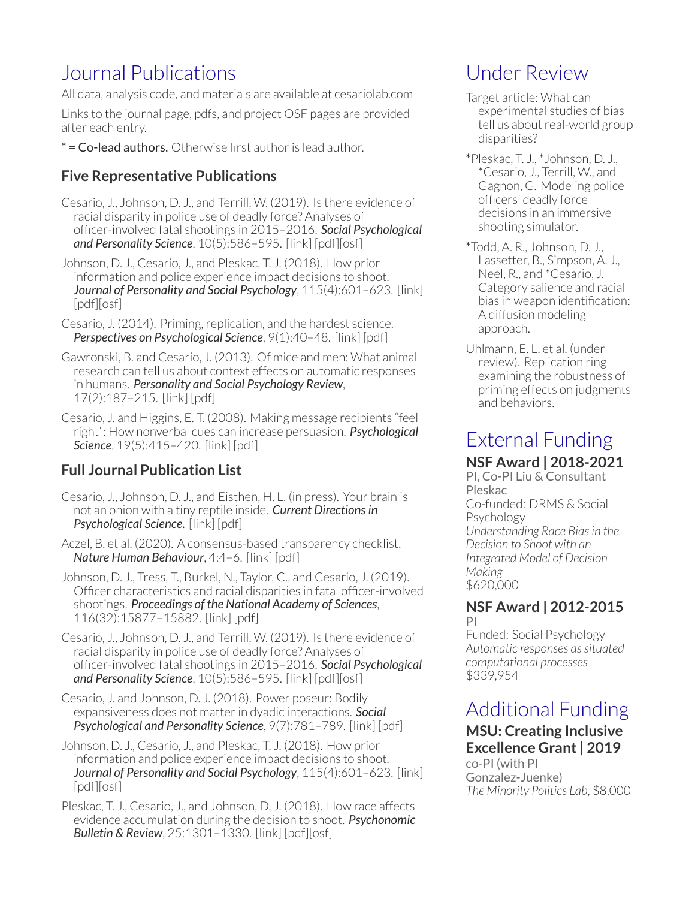# Journal Publications

All data, analysis code, and materials are available at cesariolab.com

Links to the journal page, pdfs, and project OSF pages are provided after each entry.

\* = Co-lead authors. Otherwise first author is lead author.

### Five Representative Publications

Cesario, J., Johnson, D. J., and Terrill, W. (2019). Is there evidence of racial disparity in police use of deadly force? Analyses of officer-involved fatal shootings in 2015–2016. ***Social Psychological and Personality Science***, 10(5):586–595. [link] [pdf][osf]

Johnson, D. J., Cesario, J., and Pleskac, T. J. (2018). How prior information and police experience impact decisions to shoot. ***Journal of Personality and Social Psychology***, 115(4):601–623. [link] [pdf][osf]

Cesario, J. (2014). Priming, replication, and the hardest science. ***Perspectives on Psychological Science***, 9(1):40–48. [link] [pdf]

Gawronski, B. and Cesario, J. (2013). Of mice and men: What animal research can tell us about context effects on automatic responses in humans. ***Personality and Social Psychology Review***, 17(2):187–215. [link] [pdf]

Cesario, J. and Higgins, E. T. (2008). Making message recipients "feel right": How nonverbal cues can increase persuasion. ***Psychological Science***, 19(5):415–420. [link] [pdf]

### Full Journal Publication List

Cesario, J., Johnson, D. J., and Eisthen, H. L. (in press). Your brain is not an onion with a tiny reptile inside. ***Current Directions in Psychological Science.*** [link] [pdf]

Aczel, B. et al. (2020). A consensus-based transparency checklist. ***Nature Human Behaviour***, 4:4–6. [link] [pdf]

Johnson, D. J., Tress, T., Burkel, N., Taylor, C., and Cesario, J. (2019). Officer characteristics and racial disparities in fatal officer-involved shootings. ***Proceedings of the National Academy of Sciences***, 116(32):15877–15882. [link] [pdf]

Cesario, J., Johnson, D. J., and Terrill, W. (2019). Is there evidence of racial disparity in police use of deadly force? Analyses of officer-involved fatal shootings in 2015–2016. ***Social Psychological and Personality Science***, 10(5):586–595. [link] [pdf][osf]

Cesario, J. and Johnson, D. J. (2018). Power poseur: Bodily expansiveness does not matter in dyadic interactions. ***Social Psychological and Personality Science***, 9(7):781–789. [link] [pdf]

Johnson, D. J., Cesario, J., and Pleskac, T. J. (2018). How prior information and police experience impact decisions to shoot. ***Journal of Personality and Social Psychology***, 115(4):601–623. [link] [pdf][osf]

Pleskac, T. J., Cesario, J., and Johnson, D. J. (2018). How race affects evidence accumulation during the decision to shoot. ***Psychonomic Bulletin & Review***, 25:1301–1330. [link] [pdf][osf]

# Under Review

Target article: What can experimental studies of bias tell us about real-world group disparities?

\*Pleskac, T. J., \*Johnson, D. J., \*Cesario, J., Terrill, W., and Gagnon, G. Modeling police officers' deadly force decisions in an immersive shooting simulator.

\*Todd, A. R., Johnson, D. J., Lassetter, B., Simpson, A. J., Neel, R., and \*Cesario, J. Category salience and racial bias in weapon identification: A diffusion modeling approach.

Uhlmann, E. L. et al. (under review). Replication ring examining the robustness of priming effects on judgments and behaviors.

# External Funding

### NSF Award | 2018-2021

PI, Co-PI Liu & Consultant Pleskac
Co-funded: DRMS & Social Psychology
*Understanding Race Bias in the Decision to Shoot with an Integrated Model of Decision Making*
$620,000

### NSF Award | 2012-2015

PI
Funded: Social Psychology
*Automatic responses as situated computational processes*
$339,954

# Additional Funding

### MSU: Creating Inclusive Excellence Grant | 2019

co-PI (with PI Gonzalez-Juenke)
*The Minority Politics Lab*, $8,000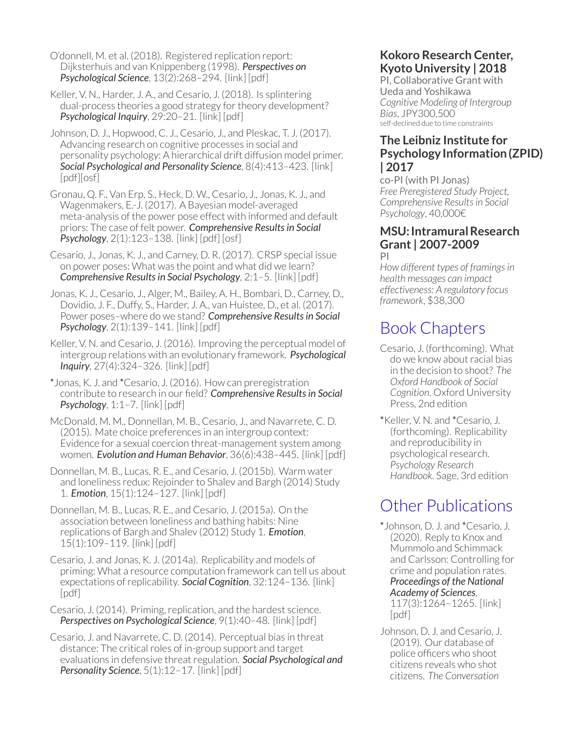O'donnell, M. et al. (2018). Registered replication report: Dijksterhuis and van Knippenberg (1998). ***Perspectives on Psychological Science***, 13(2):268–294. [link] [pdf]

Keller, V. N., Harder, J. A., and Cesario, J. (2018). Is splintering dual-process theories a good strategy for theory development? ***Psychological Inquiry***, 29:20–21. [link] [pdf]

Johnson, D. J., Hopwood, C. J., Cesario, J., and Pleskac, T. J. (2017). Advancing research on cognitive processes in social and personality psychology: A hierarchical drift diffusion model primer. ***Social Psychological and Personality Science***, 8(4):413–423. [link] [pdf][osf]

Gronau, Q. F., Van Erp, S., Heck, D. W., Cesario, J., Jonas, K. J., and Wagenmakers, E.-J. (2017). A Bayesian model-averaged meta-analysis of the power pose effect with informed and default priors: The case of felt power. ***Comprehensive Results in Social Psychology***, 2(1):123–138. [link] [pdf] [osf]

Cesario, J., Jonas, K. J., and Carney, D. R. (2017). CRSP special issue on power poses: What was the point and what did we learn? ***Comprehensive Results in Social Psychology***, 2:1–5. [link] [pdf]

Jonas, K. J., Cesario, J., Alger, M., Bailey, A. H., Bombari, D., Carney, D., Dovidio, J. F., Duffy, S., Harder, J. A., van Huistee, D., et al. (2017). Power poses–where do we stand? ***Comprehensive Results in Social Psychology***, 2(1):139–141. [link] [pdf]

Keller, V. N. and Cesario, J. (2016). Improving the perceptual model of intergroup relations with an evolutionary framework. ***Psychological Inquiry***, 27(4):324–326. [link] [pdf]

*Jonas, K. J. and *Cesario, J. (2016). How can preregistration contribute to research in our field? ***Comprehensive Results in Social Psychology***, 1:1–7. [link] [pdf]

McDonald, M. M., Donnellan, M. B., Cesario, J., and Navarrete, C. D. (2015). Mate choice preferences in an intergroup context: Evidence for a sexual coercion threat-management system among women. ***Evolution and Human Behavior***, 36(6):438–445. [link] [pdf]

Donnellan, M. B., Lucas, R. E., and Cesario, J. (2015b). Warm water and loneliness redux: Rejoinder to Shalev and Bargh (2014) Study 1. ***Emotion***, 15(1):124–127. [link] [pdf]

Donnellan, M. B., Lucas, R. E., and Cesario, J. (2015a). On the association between loneliness and bathing habits: Nine replications of Bargh and Shalev (2012) Study 1. ***Emotion***, 15(1):109–119. [link] [pdf]

Cesario, J. and Jonas, K. J. (2014a). Replicability and models of priming: What a resource computation framework can tell us about expectations of replicability. ***Social Cognition***, 32:124–136. [link] [pdf]

Cesario, J. (2014). Priming, replication, and the hardest science. ***Perspectives on Psychological Science***, 9(1):40–48. [link] [pdf]

Cesario, J. and Navarrete, C. D. (2014). Perceptual bias in threat distance: The critical roles of in-group support and target evaluations in defensive threat regulation. ***Social Psychological and Personality Science***, 5(1):12–17. [link] [pdf]

### Kokoro Research Center, Kyoto University | 2018

PI, Collaborative Grant with Ueda and Yoshikawa
*Cognitive Modeling of Intergroup Bias*, JPY300,500
self-declined due to time constraints

### The Leibniz Institute for Psychology Information (ZPID) | 2017

co-PI (with PI Jonas)
*Free Preregistered Study Project, Comprehensive Results in Social Psychology*, 40,000€

### MSU: Intramural Research Grant | 2007-2009

PI
*How different types of framings in health messages can impact effectiveness: A regulatory focus framework*, $38,300

## Book Chapters

Cesario, J. (forthcoming). What do we know about racial bias in the decision to shoot? *The Oxford Handbook of Social Cognition*. Oxford University Press, 2nd edition

*Keller, V. N. and *Cesario, J. (forthcoming). Replicability and reproducibility in psychological research. *Psychology Research Handbook*. Sage, 3rd edition

## Other Publications

*Johnson, D. J. and *Cesario, J. (2020). Reply to Knox and Mummolo and Schimmack and Carlsson: Controlling for crime and population rates. ***Proceedings of the National Academy of Sciences***, 117(3):1264–1265. [link] [pdf]

Johnson, D. J. and Cesario, J. (2019). Our database of police officers who shoot citizens reveals who shot citizens. *The Conversation*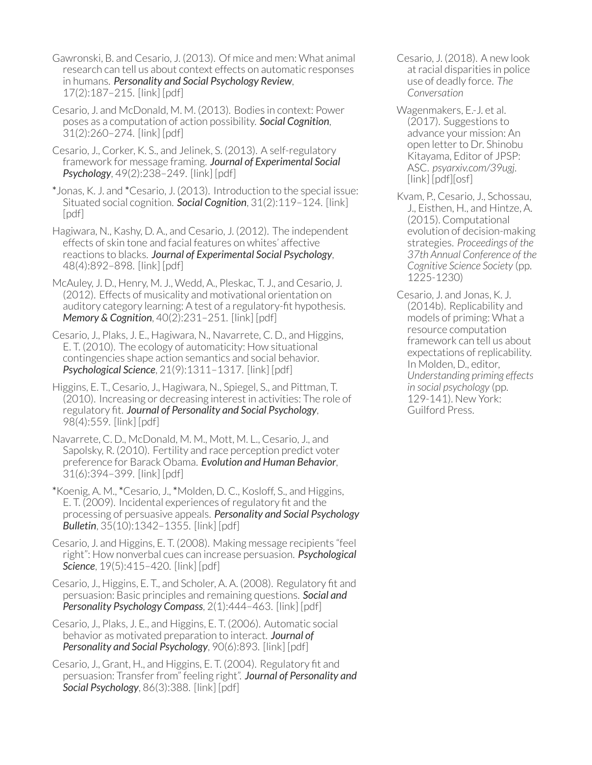Gawronski, B. and Cesario, J. (2013). Of mice and men: What animal research can tell us about context effects on automatic responses in humans. ***Personality and Social Psychology Review***, 17(2):187–215. [link] [pdf]

Cesario, J. and McDonald, M. M. (2013). Bodies in context: Power poses as a computation of action possibility. ***Social Cognition***, 31(2):260–274. [link] [pdf]

Cesario, J., Corker, K. S., and Jelinek, S. (2013). A self-regulatory framework for message framing. ***Journal of Experimental Social Psychology***, 49(2):238–249. [link] [pdf]

*Jonas, K. J. and *Cesario, J. (2013). Introduction to the special issue: Situated social cognition. ***Social Cognition***, 31(2):119–124. [link] [pdf]

Hagiwara, N., Kashy, D. A., and Cesario, J. (2012). The independent effects of skin tone and facial features on whites' affective reactions to blacks. ***Journal of Experimental Social Psychology***, 48(4):892–898. [link] [pdf]

McAuley, J. D., Henry, M. J., Wedd, A., Pleskac, T. J., and Cesario, J. (2012). Effects of musicality and motivational orientation on auditory category learning: A test of a regulatory-fit hypothesis. ***Memory & Cognition***, 40(2):231–251. [link] [pdf]

Cesario, J., Plaks, J. E., Hagiwara, N., Navarrete, C. D., and Higgins, E. T. (2010). The ecology of automaticity: How situational contingencies shape action semantics and social behavior. ***Psychological Science***, 21(9):1311–1317. [link] [pdf]

Higgins, E. T., Cesario, J., Hagiwara, N., Spiegel, S., and Pittman, T. (2010). Increasing or decreasing interest in activities: The role of regulatory fit. ***Journal of Personality and Social Psychology***, 98(4):559. [link] [pdf]

Navarrete, C. D., McDonald, M. M., Mott, M. L., Cesario, J., and Sapolsky, R. (2010). Fertility and race perception predict voter preference for Barack Obama. ***Evolution and Human Behavior***, 31(6):394–399. [link] [pdf]

*Koenig, A. M., *Cesario, J., *Molden, D. C., Kosloff, S., and Higgins, E. T. (2009). Incidental experiences of regulatory fit and the processing of persuasive appeals. ***Personality and Social Psychology Bulletin***, 35(10):1342–1355. [link] [pdf]

Cesario, J. and Higgins, E. T. (2008). Making message recipients "feel right": How nonverbal cues can increase persuasion. ***Psychological Science***, 19(5):415–420. [link] [pdf]

Cesario, J., Higgins, E. T., and Scholer, A. A. (2008). Regulatory fit and persuasion: Basic principles and remaining questions. ***Social and Personality Psychology Compass***, 2(1):444–463. [link] [pdf]

Cesario, J., Plaks, J. E., and Higgins, E. T. (2006). Automatic social behavior as motivated preparation to interact. ***Journal of Personality and Social Psychology***, 90(6):893. [link] [pdf]

Cesario, J., Grant, H., and Higgins, E. T. (2004). Regulatory fit and persuasion: Transfer from" feeling right". ***Journal of Personality and Social Psychology***, 86(3):388. [link] [pdf]

Cesario, J. (2018). A new look at racial disparities in police use of deadly force. *The Conversation*

Wagenmakers, E.-J. et al. (2017). Suggestions to advance your mission: An open letter to Dr. Shinobu Kitayama, Editor of JPSP: ASC. *psyarxiv.com/39ugj*. [link] [pdf][osf]

Kvam, P., Cesario, J., Schossau, J., Eisthen, H., and Hintze, A. (2015). Computational evolution of decision-making strategies. *Proceedings of the 37th Annual Conference of the Cognitive Science Society* (pp. 1225-1230)

Cesario, J. and Jonas, K. J. (2014b). Replicability and models of priming: What a resource computation framework can tell us about expectations of replicability. In Molden, D., editor, *Understanding priming effects in social psychology* (pp. 129-141). New York: Guilford Press.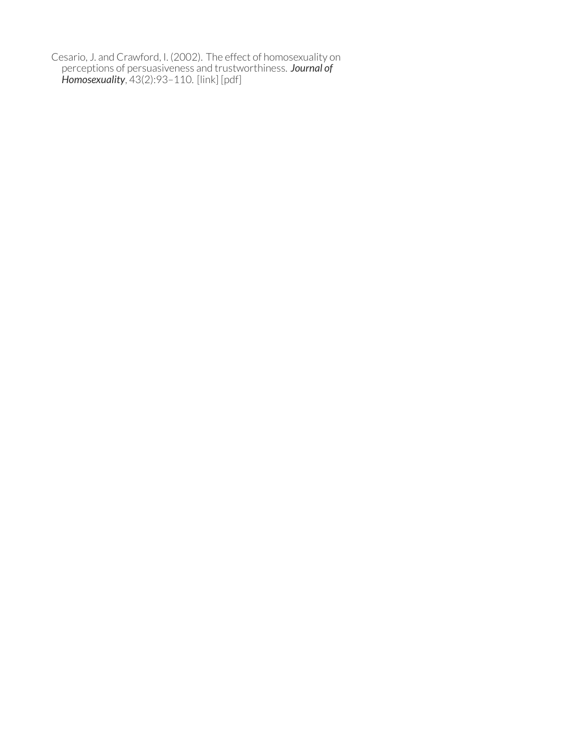Cesario, J. and Crawford, I. (2002). The effect of homosexuality on perceptions of persuasiveness and trustworthiness. ***Journal of Homosexuality***, 43(2):93–110. [link] [pdf]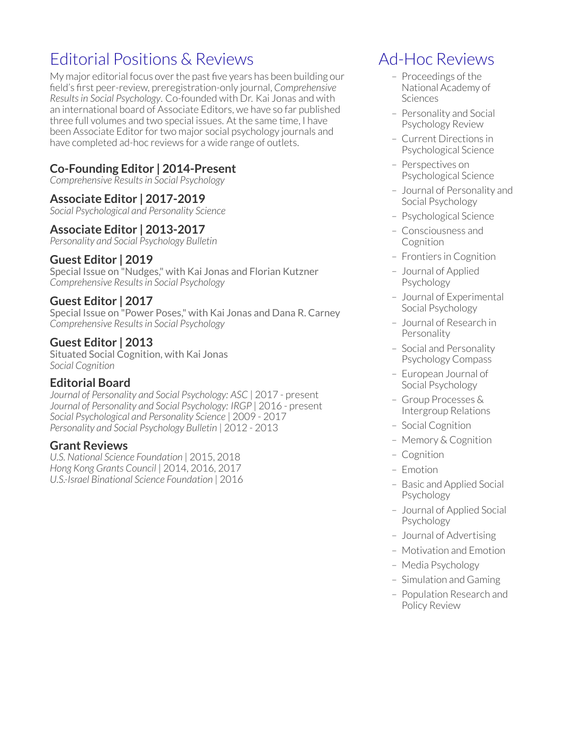# Editorial Positions & Reviews

My major editorial focus over the past five years has been building our field's first peer-review, preregistration-only journal, *Comprehensive Results in Social Psychology*. Co-founded with Dr. Kai Jonas and with an international board of Associate Editors, we have so far published three full volumes and two special issues. At the same time, I have been Associate Editor for two major social psychology journals and have completed ad-hoc reviews for a wide range of outlets.

### Co-Founding Editor | 2014-Present
*Comprehensive Results in Social Psychology*

### Associate Editor | 2017-2019
*Social Psychological and Personality Science*

### Associate Editor | 2013-2017
*Personality and Social Psychology Bulletin*

### Guest Editor | 2019
Special Issue on "Nudges," with Kai Jonas and Florian Kutzner
*Comprehensive Results in Social Psychology*

### Guest Editor | 2017
Special Issue on "Power Poses," with Kai Jonas and Dana R. Carney
*Comprehensive Results in Social Psychology*

### Guest Editor | 2013
Situated Social Cognition, with Kai Jonas
*Social Cognition*

### Editorial Board
*Journal of Personality and Social Psychology: ASC* | 2017 - present
*Journal of Personality and Social Psychology: IRGP* | 2016 - present
*Social Psychological and Personality Science* | 2009 - 2017
*Personality and Social Psychology Bulletin* | 2012 - 2013

### Grant Reviews
*U.S. National Science Foundation* | 2015, 2018
*Hong Kong Grants Council* | 2014, 2016, 2017
*U.S.-Israel Binational Science Foundation* | 2016

# Ad-Hoc Reviews

- Proceedings of the National Academy of Sciences
- Personality and Social Psychology Review
- Current Directions in Psychological Science
- Perspectives on Psychological Science
- Journal of Personality and Social Psychology
- Psychological Science
- Consciousness and Cognition
- Frontiers in Cognition
- Journal of Applied Psychology
- Journal of Experimental Social Psychology
- Journal of Research in Personality
- Social and Personality Psychology Compass
- European Journal of Social Psychology
- Group Processes & Intergroup Relations
- Social Cognition
- Memory & Cognition
- Cognition
- Emotion
- Basic and Applied Social Psychology
- Journal of Applied Social Psychology
- Journal of Advertising
- Motivation and Emotion
- Media Psychology
- Simulation and Gaming
- Population Research and Policy Review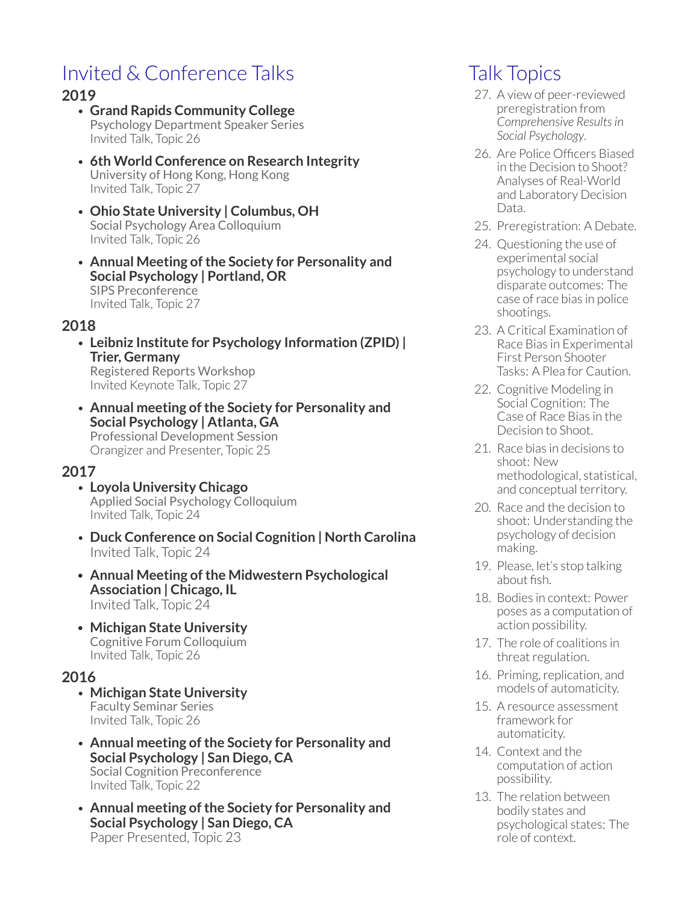## Invited & Conference Talks

### 2019

- **Grand Rapids Community College**
  Psychology Department Speaker Series
  Invited Talk, Topic 26
- **6th World Conference on Research Integrity**
  University of Hong Kong, Hong Kong
  Invited Talk, Topic 27
- **Ohio State University | Columbus, OH**
  Social Psychology Area Colloquium
  Invited Talk, Topic 26
- **Annual Meeting of the Society for Personality and Social Psychology | Portland, OR**
  SIPS Preconference
  Invited Talk, Topic 27

### 2018

- **Leibniz Institute for Psychology Information (ZPID) | Trier, Germany**
  Registered Reports Workshop
  Invited Keynote Talk, Topic 27
- **Annual meeting of the Society for Personality and Social Psychology | Atlanta, GA**
  Professional Development Session
  Orangizer and Presenter, Topic 25

### 2017

- **Loyola University Chicago**
  Applied Social Psychology Colloquium
  Invited Talk, Topic 24
- **Duck Conference on Social Cognition | North Carolina**
  Invited Talk, Topic 24
- **Annual Meeting of the Midwestern Psychological Association | Chicago, IL**
  Invited Talk, Topic 24
- **Michigan State University**
  Cognitive Forum Colloquium
  Invited Talk, Topic 26

### 2016

- **Michigan State University**
  Faculty Seminar Series
  Invited Talk, Topic 26
- **Annual meeting of the Society for Personality and Social Psychology | San Diego, CA**
  Social Cognition Preconference
  Invited Talk, Topic 22
- **Annual meeting of the Society for Personality and Social Psychology | San Diego, CA**
  Paper Presented, Topic 23

## Talk Topics

27. A view of peer-reviewed preregistration from *Comprehensive Results in Social Psychology*.
26. Are Police Officers Biased in the Decision to Shoot? Analyses of Real-World and Laboratory Decision Data.
25. Preregistration: A Debate.
24. Questioning the use of experimental social psychology to understand disparate outcomes: The case of race bias in police shootings.
23. A Critical Examination of Race Bias in Experimental First Person Shooter Tasks: A Plea for Caution.
22. Cognitive Modeling in Social Cognition: The Case of Race Bias in the Decision to Shoot.
21. Race bias in decisions to shoot: New methodological, statistical, and conceptual territory.
20. Race and the decision to shoot: Understanding the psychology of decision making.
19. Please, let's stop talking about fish.
18. Bodies in context: Power poses as a computation of action possibility.
17. The role of coalitions in threat regulation.
16. Priming, replication, and models of automaticity.
15. A resource assessment framework for automaticity.
14. Context and the computation of action possibility.
13. The relation between bodily states and psychological states: The role of context.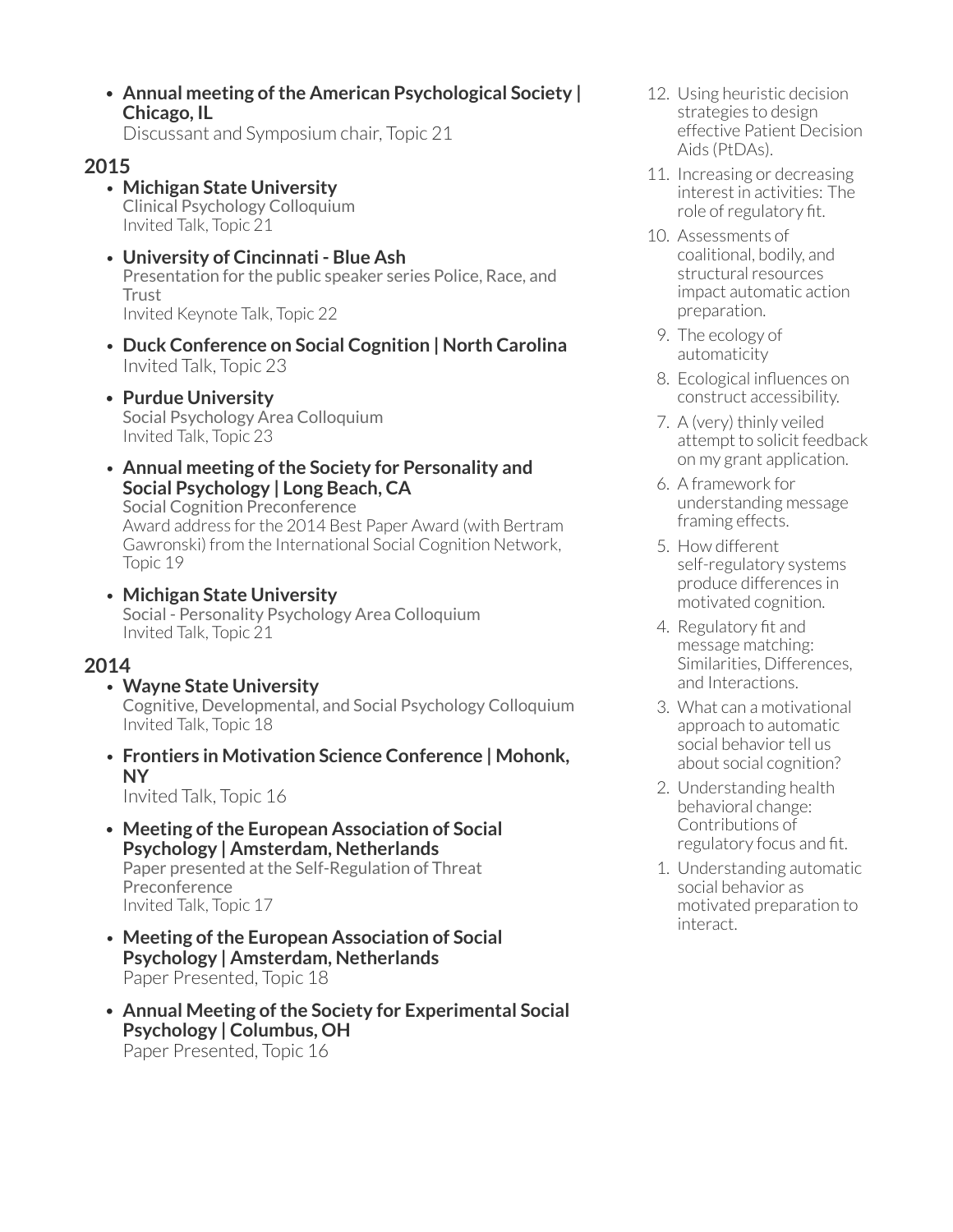- **Annual meeting of the American Psychological Society | Chicago, IL**
  Discussant and Symposium chair, Topic 21

## 2015

- **Michigan State University**
  Clinical Psychology Colloquium
  Invited Talk, Topic 21

- **University of Cincinnati - Blue Ash**
  Presentation for the public speaker series Police, Race, and Trust
  Invited Keynote Talk, Topic 22

- **Duck Conference on Social Cognition | North Carolina**
  Invited Talk, Topic 23

- **Purdue University**
  Social Psychology Area Colloquium
  Invited Talk, Topic 23

- **Annual meeting of the Society for Personality and Social Psychology | Long Beach, CA**
  Social Cognition Preconference
  Award address for the 2014 Best Paper Award (with Bertram Gawronski) from the International Social Cognition Network, Topic 19

- **Michigan State University**
  Social - Personality Psychology Area Colloquium
  Invited Talk, Topic 21

## 2014

- **Wayne State University**
  Cognitive, Developmental, and Social Psychology Colloquium
  Invited Talk, Topic 18

- **Frontiers in Motivation Science Conference | Mohonk, NY**
  Invited Talk, Topic 16

- **Meeting of the European Association of Social Psychology | Amsterdam, Netherlands**
  Paper presented at the Self-Regulation of Threat Preconference
  Invited Talk, Topic 17

- **Meeting of the European Association of Social Psychology | Amsterdam, Netherlands**
  Paper Presented, Topic 18

- **Annual Meeting of the Society for Experimental Social Psychology | Columbus, OH**
  Paper Presented, Topic 16

12. Using heuristic decision strategies to design effective Patient Decision Aids (PtDAs).
11. Increasing or decreasing interest in activities: The role of regulatory fit.
10. Assessments of coalitional, bodily, and structural resources impact automatic action preparation.
9. The ecology of automaticity
8. Ecological influences on construct accessibility.
7. A (very) thinly veiled attempt to solicit feedback on my grant application.
6. A framework for understanding message framing effects.
5. How different self-regulatory systems produce differences in motivated cognition.
4. Regulatory fit and message matching: Similarities, Differences, and Interactions.
3. What can a motivational approach to automatic social behavior tell us about social cognition?
2. Understanding health behavioral change: Contributions of regulatory focus and fit.
1. Understanding automatic social behavior as motivated preparation to interact.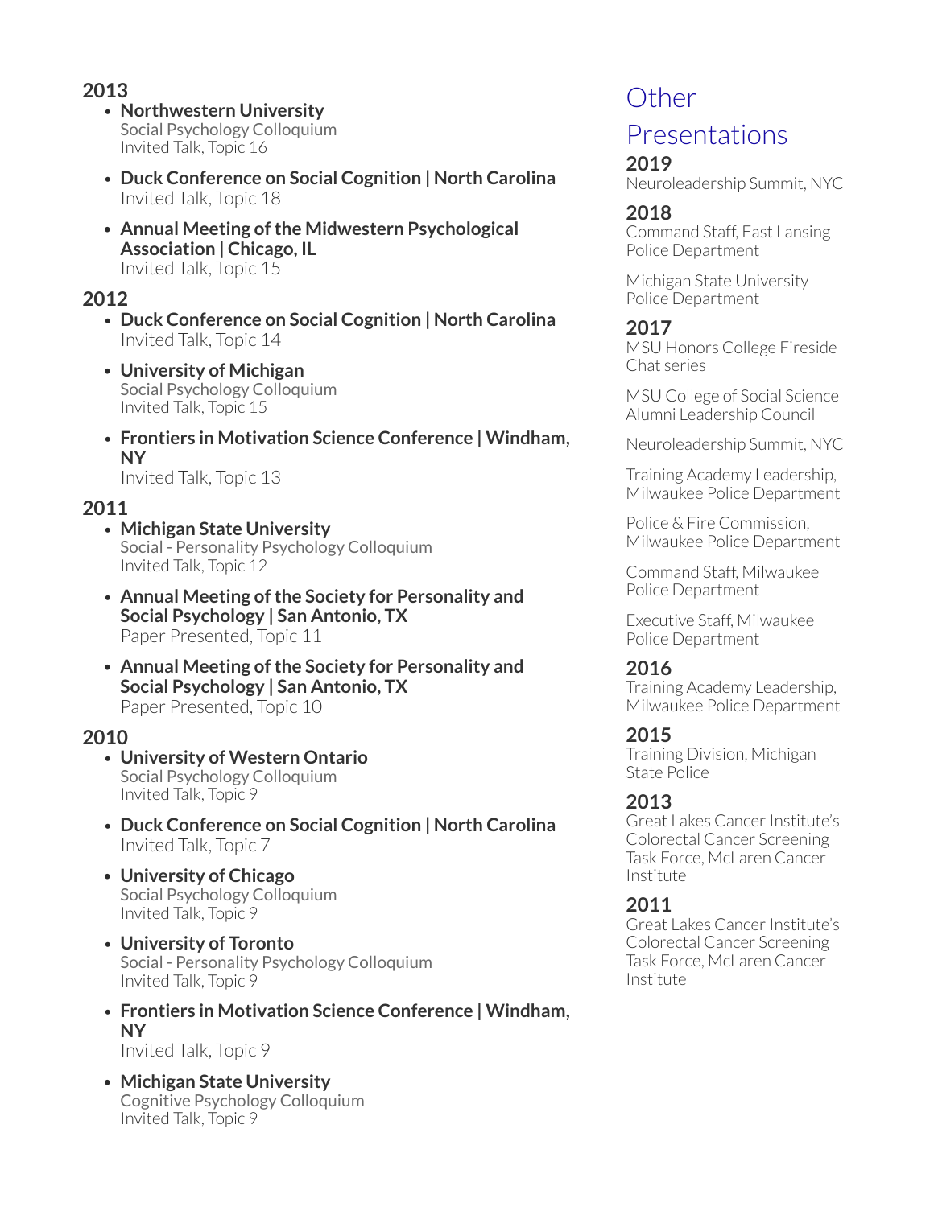### 2013

- **Northwestern University**
  Social Psychology Colloquium
  Invited Talk, Topic 16
- **Duck Conference on Social Cognition | North Carolina**
  Invited Talk, Topic 18
- **Annual Meeting of the Midwestern Psychological Association | Chicago, IL**
  Invited Talk, Topic 15

### 2012

- **Duck Conference on Social Cognition | North Carolina**
  Invited Talk, Topic 14
- **University of Michigan**
  Social Psychology Colloquium
  Invited Talk, Topic 15
- **Frontiers in Motivation Science Conference | Windham, NY**
  Invited Talk, Topic 13

### 2011

- **Michigan State University**
  Social - Personality Psychology Colloquium
  Invited Talk, Topic 12
- **Annual Meeting of the Society for Personality and Social Psychology | San Antonio, TX**
  Paper Presented, Topic 11
- **Annual Meeting of the Society for Personality and Social Psychology | San Antonio, TX**
  Paper Presented, Topic 10

### 2010

- **University of Western Ontario**
  Social Psychology Colloquium
  Invited Talk, Topic 9
- **Duck Conference on Social Cognition | North Carolina**
  Invited Talk, Topic 7
- **University of Chicago**
  Social Psychology Colloquium
  Invited Talk, Topic 9
- **University of Toronto**
  Social - Personality Psychology Colloquium
  Invited Talk, Topic 9
- **Frontiers in Motivation Science Conference | Windham, NY**
  Invited Talk, Topic 9
- **Michigan State University**
  Cognitive Psychology Colloquium
  Invited Talk, Topic 9

## Other Presentations

### 2019

Neuroleadership Summit, NYC

### 2018

Command Staff, East Lansing Police Department

Michigan State University Police Department

### 2017

MSU Honors College Fireside Chat series

MSU College of Social Science Alumni Leadership Council

Neuroleadership Summit, NYC

Training Academy Leadership, Milwaukee Police Department

Police & Fire Commission, Milwaukee Police Department

Command Staff, Milwaukee Police Department

Executive Staff, Milwaukee Police Department

### 2016

Training Academy Leadership, Milwaukee Police Department

### 2015

Training Division, Michigan State Police

### 2013

Great Lakes Cancer Institute's Colorectal Cancer Screening Task Force, McLaren Cancer Institute

### 2011

Great Lakes Cancer Institute's Colorectal Cancer Screening Task Force, McLaren Cancer Institute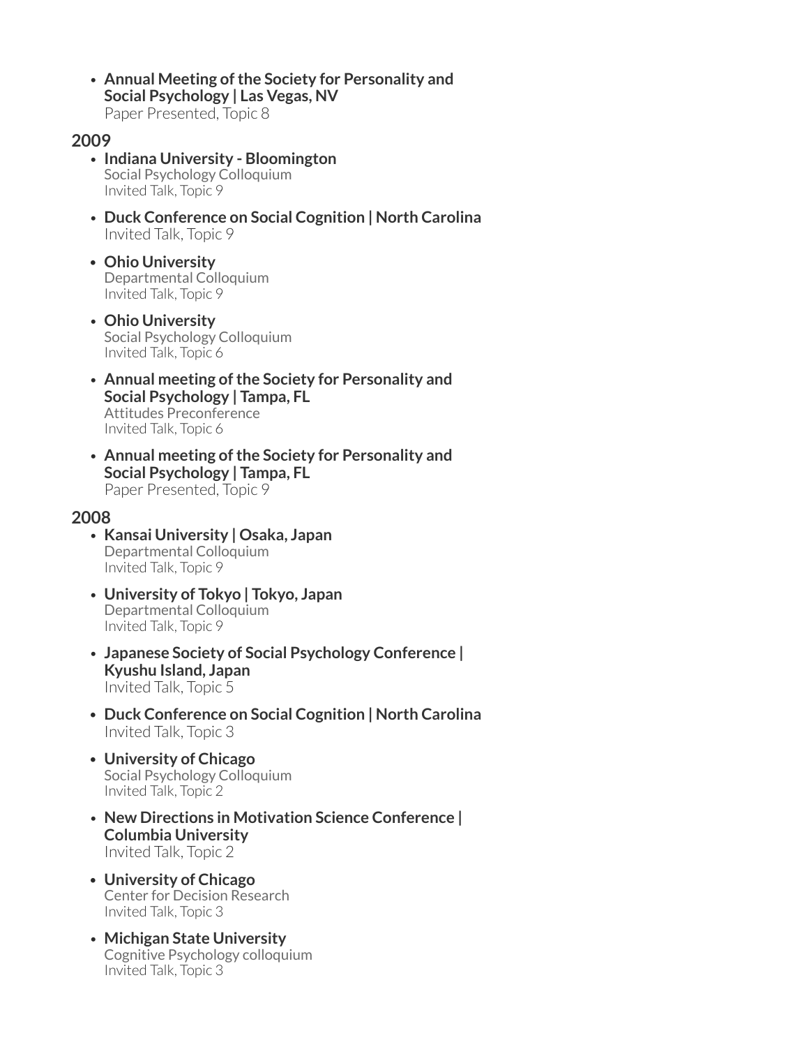- **Annual Meeting of the Society for Personality and Social Psychology | Las Vegas, NV**
  Paper Presented, Topic 8

## 2009

- **Indiana University - Bloomington**
  Social Psychology Colloquium
  Invited Talk, Topic 9
- **Duck Conference on Social Cognition | North Carolina**
  Invited Talk, Topic 9
- **Ohio University**
  Departmental Colloquium
  Invited Talk, Topic 9
- **Ohio University**
  Social Psychology Colloquium
  Invited Talk, Topic 6
- **Annual meeting of the Society for Personality and Social Psychology | Tampa, FL**
  Attitudes Preconference
  Invited Talk, Topic 6
- **Annual meeting of the Society for Personality and Social Psychology | Tampa, FL**
  Paper Presented, Topic 9

## 2008

- **Kansai University | Osaka, Japan**
  Departmental Colloquium
  Invited Talk, Topic 9
- **University of Tokyo | Tokyo, Japan**
  Departmental Colloquium
  Invited Talk, Topic 9
- **Japanese Society of Social Psychology Conference | Kyushu Island, Japan**
  Invited Talk, Topic 5
- **Duck Conference on Social Cognition | North Carolina**
  Invited Talk, Topic 3
- **University of Chicago**
  Social Psychology Colloquium
  Invited Talk, Topic 2
- **New Directions in Motivation Science Conference | Columbia University**
  Invited Talk, Topic 2
- **University of Chicago**
  Center for Decision Research
  Invited Talk, Topic 3
- **Michigan State University**
  Cognitive Psychology colloquium
  Invited Talk, Topic 3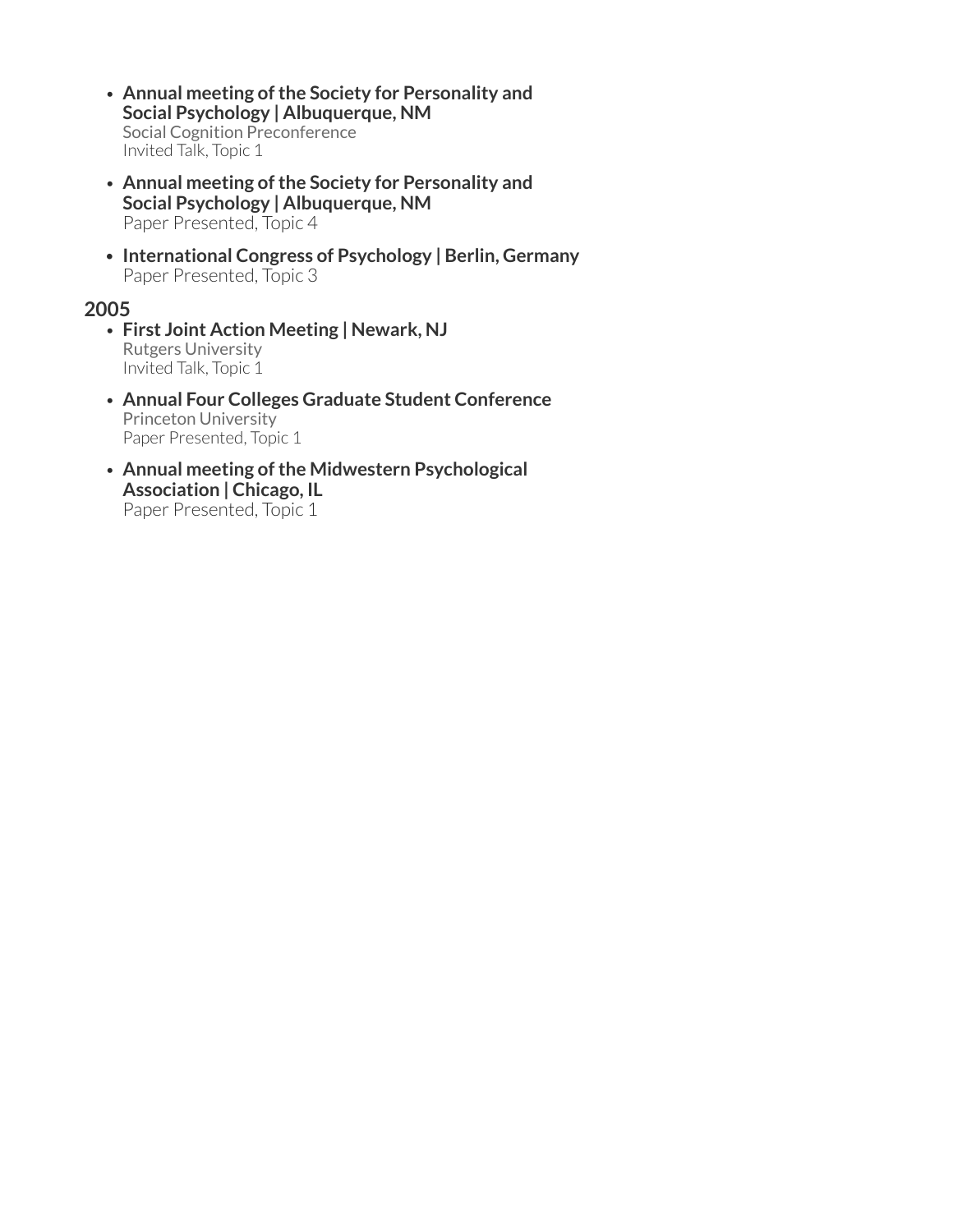- **Annual meeting of the Society for Personality and Social Psychology | Albuquerque, NM**
  Social Cognition Preconference
  Invited Talk, Topic 1

- **Annual meeting of the Society for Personality and Social Psychology | Albuquerque, NM**
  Paper Presented, Topic 4

- **International Congress of Psychology | Berlin, Germany**
  Paper Presented, Topic 3

### 2005

- **First Joint Action Meeting | Newark, NJ**
  Rutgers University
  Invited Talk, Topic 1

- **Annual Four Colleges Graduate Student Conference**
  Princeton University
  Paper Presented, Topic 1

- **Annual meeting of the Midwestern Psychological Association | Chicago, IL**
  Paper Presented, Topic 1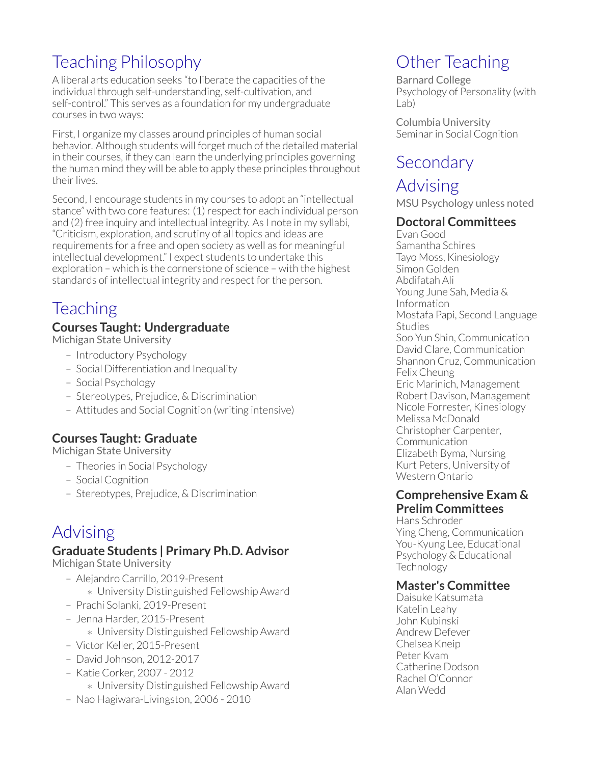# Teaching Philosophy

A liberal arts education seeks "to liberate the capacities of the individual through self-understanding, self-cultivation, and self-control." This serves as a foundation for my undergraduate courses in two ways:

First, I organize my classes around principles of human social behavior. Although students will forget much of the detailed material in their courses, if they can learn the underlying principles governing the human mind they will be able to apply these principles throughout their lives.

Second, I encourage students in my courses to adopt an "intellectual stance" with two core features: (1) respect for each individual person and (2) free inquiry and intellectual integrity. As I note in my syllabi, "Criticism, exploration, and scrutiny of all topics and ideas are requirements for a free and open society as well as for meaningful intellectual development." I expect students to undertake this exploration – which is the cornerstone of science – with the highest standards of intellectual integrity and respect for the person.

# Teaching

## Courses Taught: Undergraduate

Michigan State University

- Introductory Psychology
- Social Differentiation and Inequality
- Social Psychology
- Stereotypes, Prejudice, & Discrimination
- Attitudes and Social Cognition (writing intensive)

## Courses Taught: Graduate

Michigan State University

- Theories in Social Psychology
- Social Cognition
- Stereotypes, Prejudice, & Discrimination

# Advising

## Graduate Students | Primary Ph.D. Advisor

Michigan State University

- Alejandro Carrillo, 2019-Present
  - University Distinguished Fellowship Award
- Prachi Solanki, 2019-Present
- Jenna Harder, 2015-Present
  - University Distinguished Fellowship Award
- Victor Keller, 2015-Present
- David Johnson, 2012-2017
- Katie Corker, 2007 - 2012
  - University Distinguished Fellowship Award
- Nao Hagiwara-Livingston, 2006 - 2010

# Other Teaching

Barnard College
Psychology of Personality (with Lab)

Columbia University
Seminar in Social Cognition

# Secondary Advising

MSU Psychology unless noted

## Doctoral Committees

Evan Good
Samantha Schires
Tayo Moss, Kinesiology
Simon Golden
Abdifatah Ali
Young June Sah, Media & Information
Mostafa Papi, Second Language Studies
Soo Yun Shin, Communication
David Clare, Communication
Shannon Cruz, Communication
Felix Cheung
Eric Marinich, Management
Robert Davison, Management
Nicole Forrester, Kinesiology
Melissa McDonald
Christopher Carpenter, Communication
Elizabeth Byma, Nursing
Kurt Peters, University of Western Ontario

## Comprehensive Exam & Prelim Committees

Hans Schroder
Ying Cheng, Communication
You-Kyung Lee, Educational Psychology & Educational Technology

## Master's Committee

Daisuke Katsumata
Katelin Leahy
John Kubinski
Andrew Defever
Chelsea Kneip
Peter Kvam
Catherine Dodson
Rachel O'Connor
Alan Wedd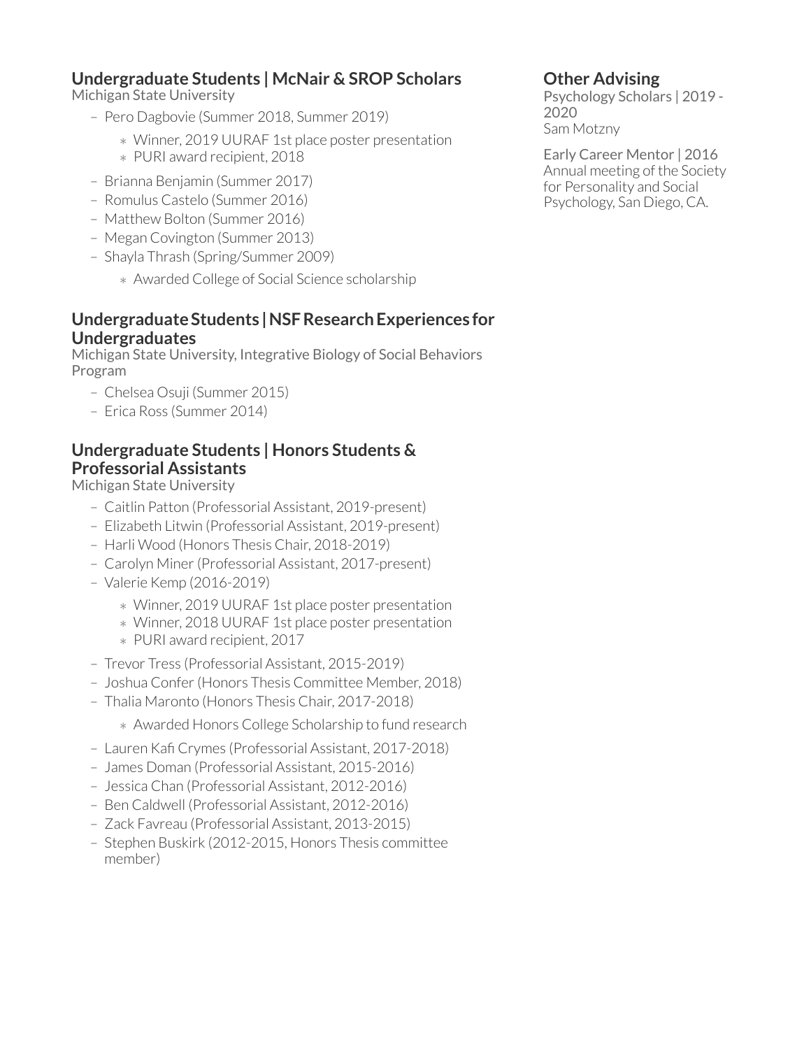## Undergraduate Students | McNair & SROP Scholars

Michigan State University

- Pero Dagbovie (Summer 2018, Summer 2019)
  - Winner, 2019 UURAF 1st place poster presentation
  - PURI award recipient, 2018
- Brianna Benjamin (Summer 2017)
- Romulus Castelo (Summer 2016)
- Matthew Bolton (Summer 2016)
- Megan Covington (Summer 2013)
- Shayla Thrash (Spring/Summer 2009)
  - Awarded College of Social Science scholarship

## Undergraduate Students | NSF Research Experiences for Undergraduates

Michigan State University, Integrative Biology of Social Behaviors Program

- Chelsea Osuji (Summer 2015)
- Erica Ross (Summer 2014)

## Undergraduate Students | Honors Students & Professorial Assistants

Michigan State University

- Caitlin Patton (Professorial Assistant, 2019-present)
- Elizabeth Litwin (Professorial Assistant, 2019-present)
- Harli Wood (Honors Thesis Chair, 2018-2019)
- Carolyn Miner (Professorial Assistant, 2017-present)
- Valerie Kemp (2016-2019)
  - Winner, 2019 UURAF 1st place poster presentation
  - Winner, 2018 UURAF 1st place poster presentation
  - PURI award recipient, 2017
- Trevor Tress (Professorial Assistant, 2015-2019)
- Joshua Confer (Honors Thesis Committee Member, 2018)
- Thalia Maronto (Honors Thesis Chair, 2017-2018)
  - Awarded Honors College Scholarship to fund research
- Lauren Kafi Crymes (Professorial Assistant, 2017-2018)
- James Doman (Professorial Assistant, 2015-2016)
- Jessica Chan (Professorial Assistant, 2012-2016)
- Ben Caldwell (Professorial Assistant, 2012-2016)
- Zack Favreau (Professorial Assistant, 2013-2015)
- Stephen Buskirk (2012-2015, Honors Thesis committee member)

## Other Advising

Psychology Scholars | 2019 - 2020
Sam Motzny

Early Career Mentor | 2016
Annual meeting of the Society for Personality and Social Psychology, San Diego, CA.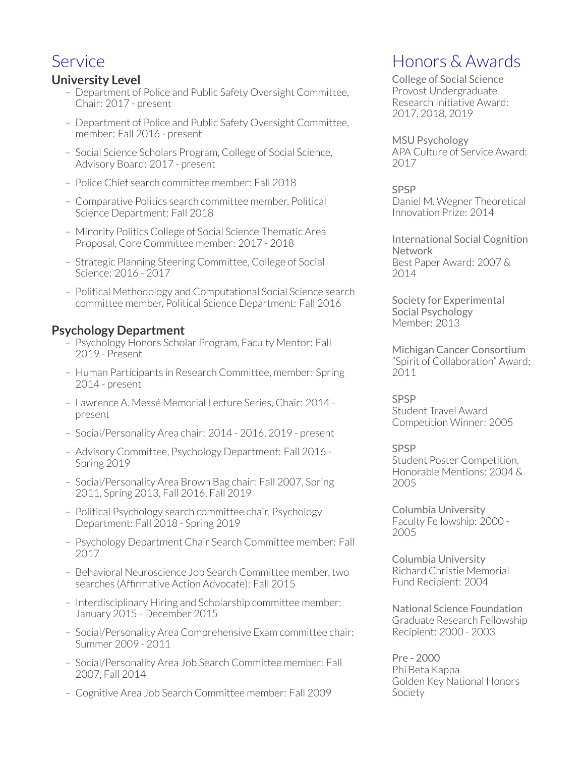## Service

### University Level

- Department of Police and Public Safety Oversight Committee, Chair: 2017 - present
- Department of Police and Public Safety Oversight Committee, member: Fall 2016 - present
- Social Science Scholars Program, College of Social Science, Advisory Board: 2017 - present
- Police Chief search committee member: Fall 2018
- Comparative Politics search committee member, Political Science Department: Fall 2018
- Minority Politics College of Social Science Thematic Area Proposal, Core Committee member: 2017 - 2018
- Strategic Planning Steering Committee, College of Social Science: 2016 - 2017
- Political Methodology and Computational Social Science search committee member, Political Science Department: Fall 2016

### Psychology Department

- Psychology Honors Scholar Program, Faculty Mentor: Fall 2019 - Present
- Human Participants in Research Committee, member: Spring 2014 - present
- Lawrence A. Messé Memorial Lecture Series, Chair: 2014 - present
- Social/Personality Area chair: 2014 - 2016, 2019 - present
- Advisory Committee, Psychology Department: Fall 2016 - Spring 2019
- Social/Personality Area Brown Bag chair: Fall 2007, Spring 2011, Spring 2013, Fall 2016, Fall 2019
- Political Psychology search committee chair, Psychology Department: Fall 2018 - Spring 2019
- Psychology Department Chair Search Committee member: Fall 2017
- Behavioral Neuroscience Job Search Committee member, two searches (Affirmative Action Advocate): Fall 2015
- Interdisciplinary Hiring and Scholarship committee member: January 2015 - December 2015
- Social/Personality Area Comprehensive Exam committee chair: Summer 2009 - 2011
- Social/Personality Area Job Search Committee member: Fall 2007, Fall 2014
- Cognitive Area Job Search Committee member: Fall 2009

## Honors & Awards

College of Social Science
Provost Undergraduate Research Initiative Award: 2017, 2018, 2019

MSU Psychology
APA Culture of Service Award: 2017

SPSP
Daniel M. Wegner Theoretical Innovation Prize: 2014

International Social Cognition Network
Best Paper Award: 2007 & 2014

Society for Experimental Social Psychology
Member: 2013

Michigan Cancer Consortium
"Spirit of Collaboration" Award: 2011

SPSP
Student Travel Award Competition Winner: 2005

SPSP
Student Poster Competition, Honorable Mentions: 2004 & 2005

Columbia University
Faculty Fellowship: 2000 - 2005

Columbia University
Richard Christie Memorial Fund Recipient: 2004

National Science Foundation
Graduate Research Fellowship Recipient: 2000 - 2003

Pre - 2000
Phi Beta Kappa
Golden Key National Honors Society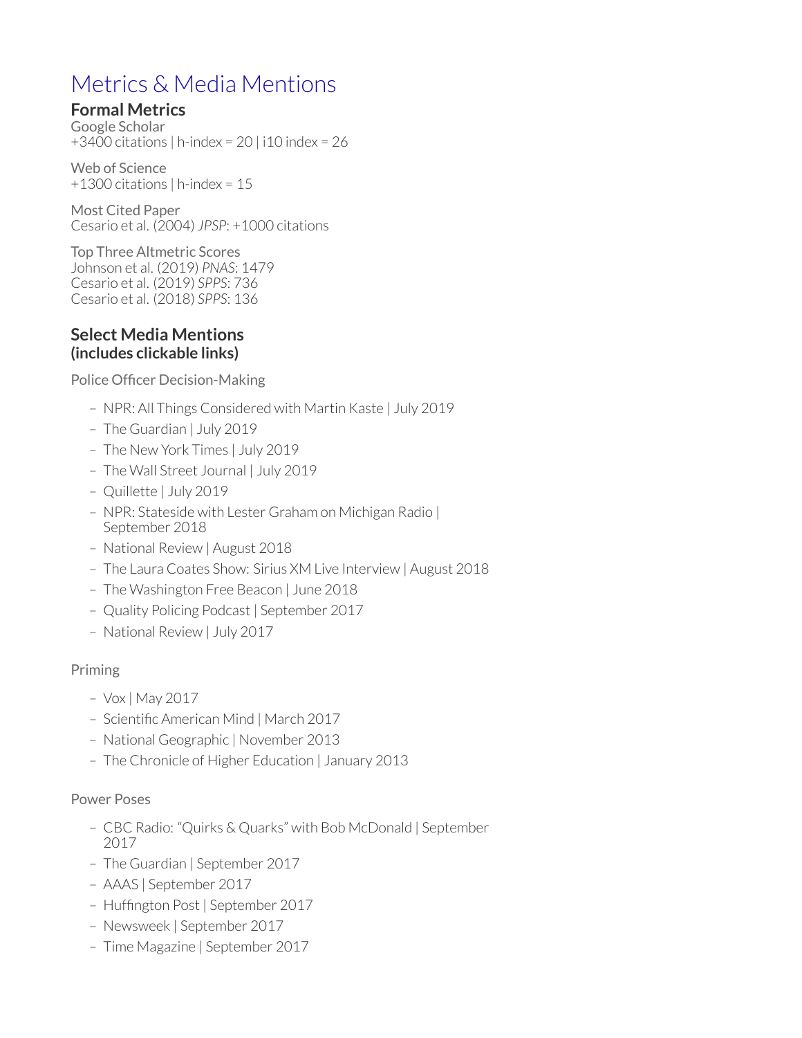# Metrics & Media Mentions

## Formal Metrics

Google Scholar
+3400 citations | h-index = 20 | i10 index = 26

Web of Science
+1300 citations | h-index = 15

Most Cited Paper
Cesario et al. (2004) *JPSP*: +1000 citations

Top Three Altmetric Scores
Johnson et al. (2019) *PNAS*: 1479
Cesario et al. (2019) *SPPS*: 736
Cesario et al. (2018) *SPPS*: 136

## Select Media Mentions (includes clickable links)

Police Officer Decision-Making

- NPR: All Things Considered with Martin Kaste | July 2019
- The Guardian | July 2019
- The New York Times | July 2019
- The Wall Street Journal | July 2019
- Quillette | July 2019
- NPR: Stateside with Lester Graham on Michigan Radio | September 2018
- National Review | August 2018
- The Laura Coates Show: Sirius XM Live Interview | August 2018
- The Washington Free Beacon | June 2018
- Quality Policing Podcast | September 2017
- National Review | July 2017

Priming

- Vox | May 2017
- Scientific American Mind | March 2017
- National Geographic | November 2013
- The Chronicle of Higher Education | January 2013

Power Poses

- CBC Radio: "Quirks & Quarks" with Bob McDonald | September 2017
- The Guardian | September 2017
- AAAS | September 2017
- Huffington Post | September 2017
- Newsweek | September 2017
- Time Magazine | September 2017